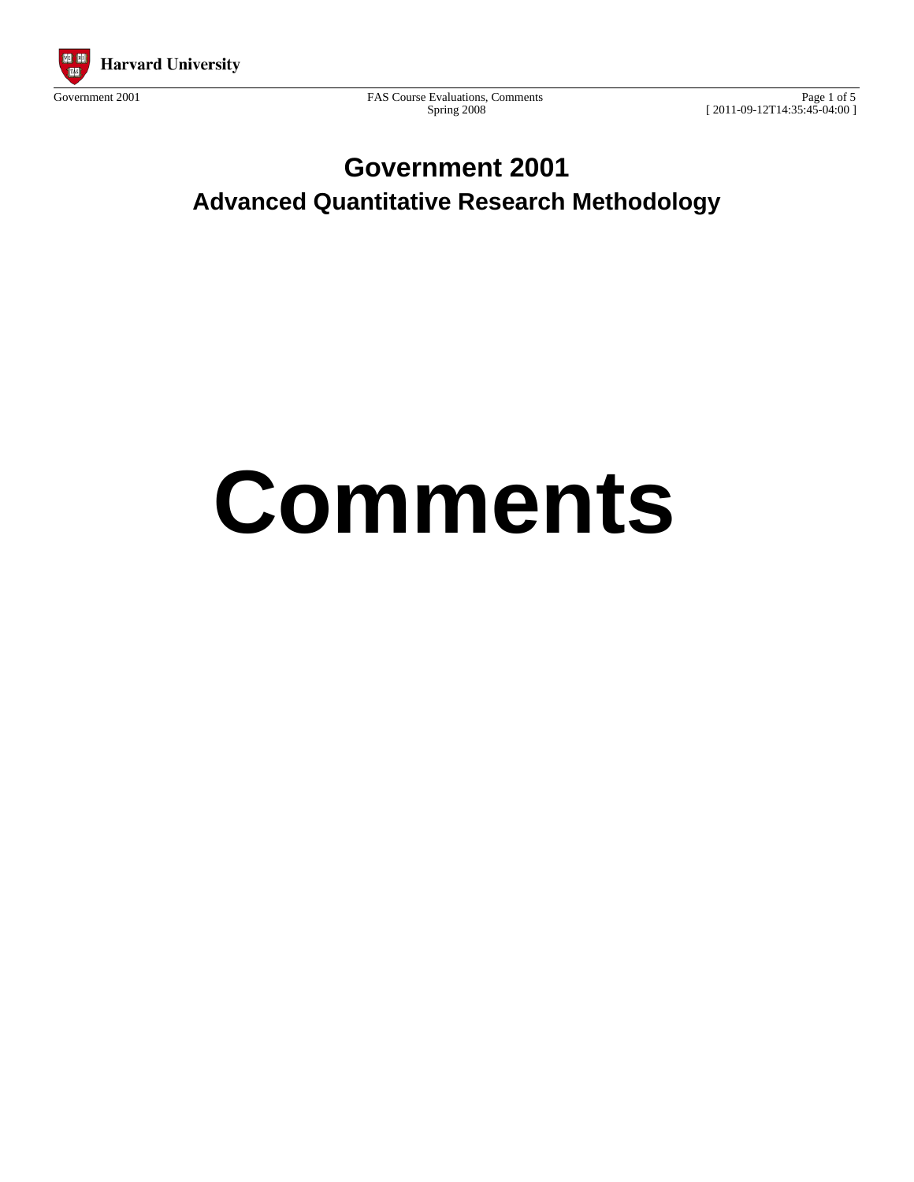# Government 2001

## Advanced Quantitative Research Methodology

# Comments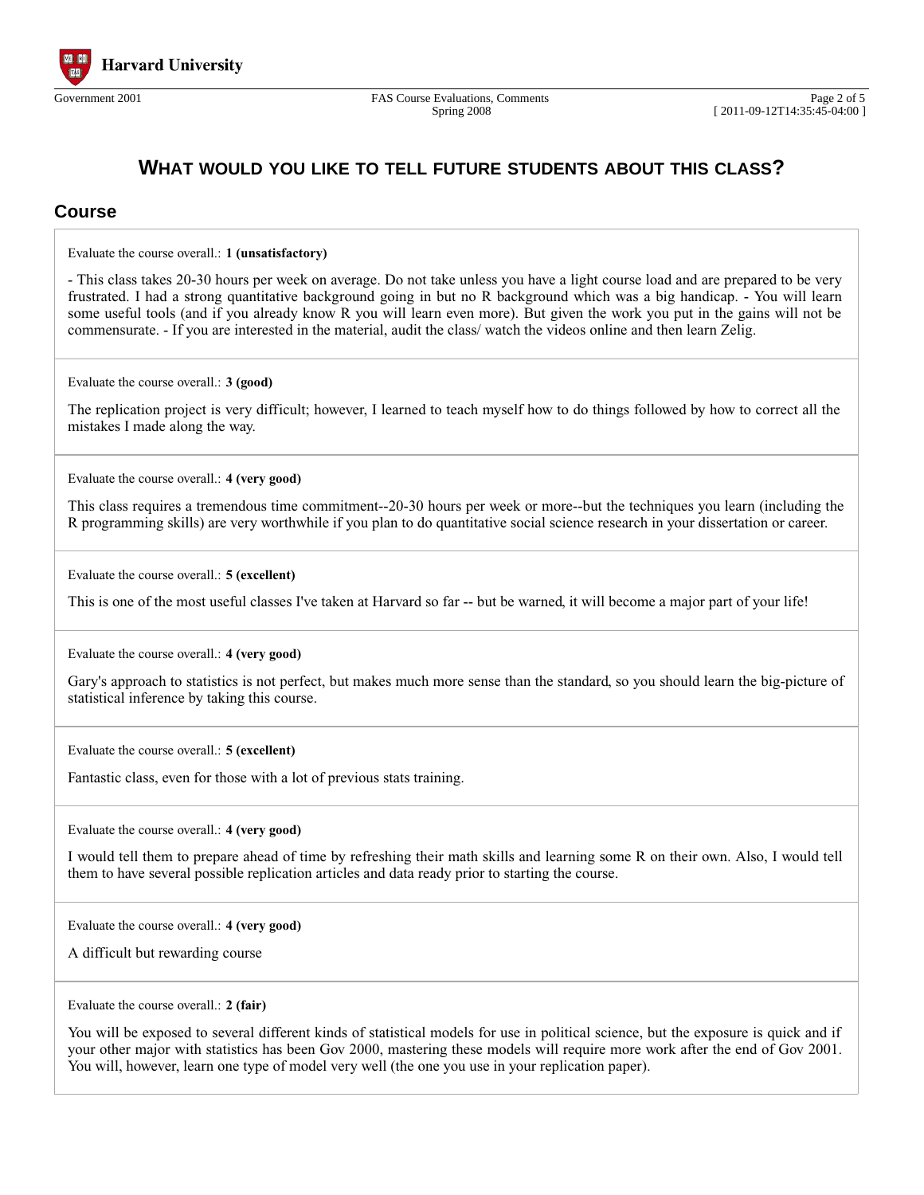# WHAT WOULD YOU LIKE TO TELL FUTURE STUDENTS ABOUT THIS CLASS?

## Course

Evaluate the course overall.: **1 (unsatisfactory)**

- This class takes 20-30 hours per week on average. Do not take unless you have a light course load and are prepared to be very frustrated. I had a strong quantitative background going in but no R background which was a big handicap. - You will learn some useful tools (and if you already know R you will learn even more). But given the work you put in the gains will not be commensurate. - If you are interested in the material, audit the class/ watch the videos online and then learn Zelig.

---

Evaluate the course overall.: **3 (good)**

The replication project is very difficult; however, I learned to teach myself how to do things followed by how to correct all the mistakes I made along the way.

---

Evaluate the course overall.: **4 (very good)**

This class requires a tremendous time commitment--20-30 hours per week or more--but the techniques you learn (including the R programming skills) are very worthwhile if you plan to do quantitative social science research in your dissertation or career.

---

Evaluate the course overall.: **5 (excellent)**

This is one of the most useful classes I've taken at Harvard so far -- but be warned, it will become a major part of your life!

---

Evaluate the course overall.: **4 (very good)**

Gary's approach to statistics is not perfect, but makes much more sense than the standard, so you should learn the big-picture of statistical inference by taking this course.

---

Evaluate the course overall.: **5 (excellent)**

Fantastic class, even for those with a lot of previous stats training.

---

Evaluate the course overall.: **4 (very good)**

I would tell them to prepare ahead of time by refreshing their math skills and learning some R on their own. Also, I would tell them to have several possible replication articles and data ready prior to starting the course.

---

Evaluate the course overall.: **4 (very good)**

A difficult but rewarding course

---

Evaluate the course overall.: **2 (fair)**

You will be exposed to several different kinds of statistical models for use in political science, but the exposure is quick and if your other major with statistics has been Gov 2000, mastering these models will require more work after the end of Gov 2001. You will, however, learn one type of model very well (the one you use in your replication paper).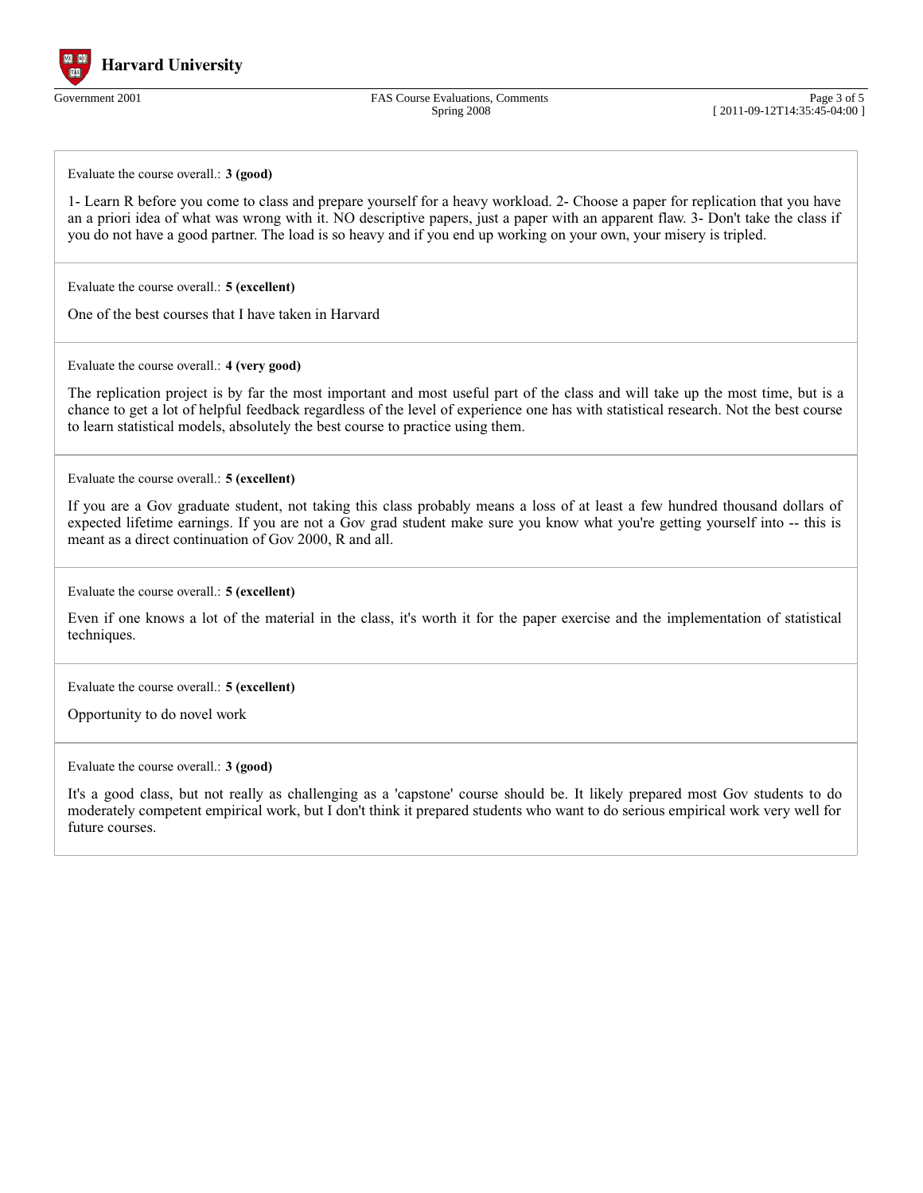Evaluate the course overall.: **3 (good)**

1- Learn R before you come to class and prepare yourself for a heavy workload. 2- Choose a paper for replication that you have an a priori idea of what was wrong with it. NO descriptive papers, just a paper with an apparent flaw. 3- Don't take the class if you do not have a good partner. The load is so heavy and if you end up working on your own, your misery is tripled.

---

Evaluate the course overall.: **5 (excellent)**

One of the best courses that I have taken in Harvard

---

Evaluate the course overall.: **4 (very good)**

The replication project is by far the most important and most useful part of the class and will take up the most time, but is a chance to get a lot of helpful feedback regardless of the level of experience one has with statistical research. Not the best course to learn statistical models, absolutely the best course to practice using them.

---

Evaluate the course overall.: **5 (excellent)**

If you are a Gov graduate student, not taking this class probably means a loss of at least a few hundred thousand dollars of expected lifetime earnings. If you are not a Gov grad student make sure you know what you're getting yourself into -- this is meant as a direct continuation of Gov 2000, R and all.

---

Evaluate the course overall.: **5 (excellent)**

Even if one knows a lot of the material in the class, it's worth it for the paper exercise and the implementation of statistical techniques.

---

Evaluate the course overall.: **5 (excellent)**

Opportunity to do novel work

---

Evaluate the course overall.: **3 (good)**

It's a good class, but not really as challenging as a 'capstone' course should be. It likely prepared most Gov students to do moderately competent empirical work, but I don't think it prepared students who want to do serious empirical work very well for future courses.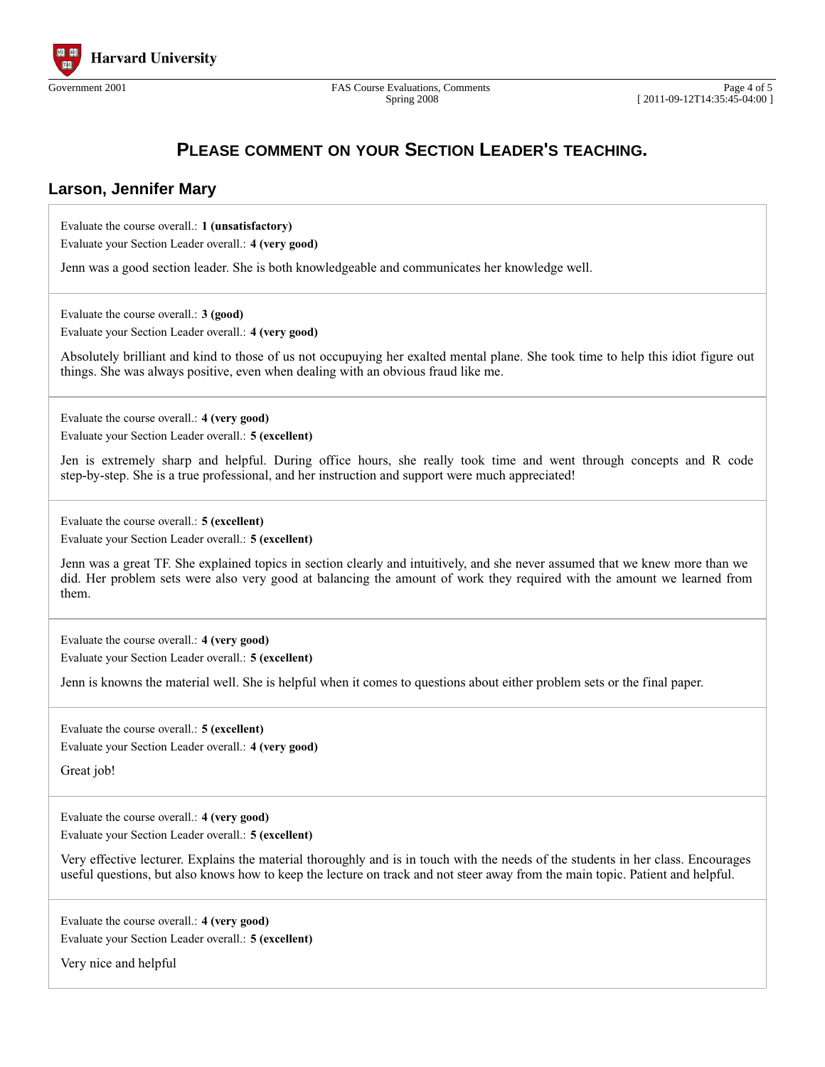## PLEASE COMMENT ON YOUR SECTION LEADER'S TEACHING.

### Larson, Jennifer Mary

Evaluate the course overall.: **1 (unsatisfactory)**
Evaluate your Section Leader overall.: **4 (very good)**

Jenn was a good section leader. She is both knowledgeable and communicates her knowledge well.

---

Evaluate the course overall.: **3 (good)**
Evaluate your Section Leader overall.: **4 (very good)**

Absolutely brilliant and kind to those of us not occupuying her exalted mental plane. She took time to help this idiot figure out things. She was always positive, even when dealing with an obvious fraud like me.

---

Evaluate the course overall.: **4 (very good)**
Evaluate your Section Leader overall.: **5 (excellent)**

Jen is extremely sharp and helpful. During office hours, she really took time and went through concepts and R code step-by-step. She is a true professional, and her instruction and support were much appreciated!

---

Evaluate the course overall.: **5 (excellent)**
Evaluate your Section Leader overall.: **5 (excellent)**

Jenn was a great TF. She explained topics in section clearly and intuitively, and she never assumed that we knew more than we did. Her problem sets were also very good at balancing the amount of work they required with the amount we learned from them.

---

Evaluate the course overall.: **4 (very good)**
Evaluate your Section Leader overall.: **5 (excellent)**

Jenn is knowns the material well. She is helpful when it comes to questions about either problem sets or the final paper.

---

Evaluate the course overall.: **5 (excellent)**
Evaluate your Section Leader overall.: **4 (very good)**

Great job!

---

Evaluate the course overall.: **4 (very good)**
Evaluate your Section Leader overall.: **5 (excellent)**

Very effective lecturer. Explains the material thoroughly and is in touch with the needs of the students in her class. Encourages useful questions, but also knows how to keep the lecture on track and not steer away from the main topic. Patient and helpful.

---

Evaluate the course overall.: **4 (very good)**
Evaluate your Section Leader overall.: **5 (excellent)**

Very nice and helpful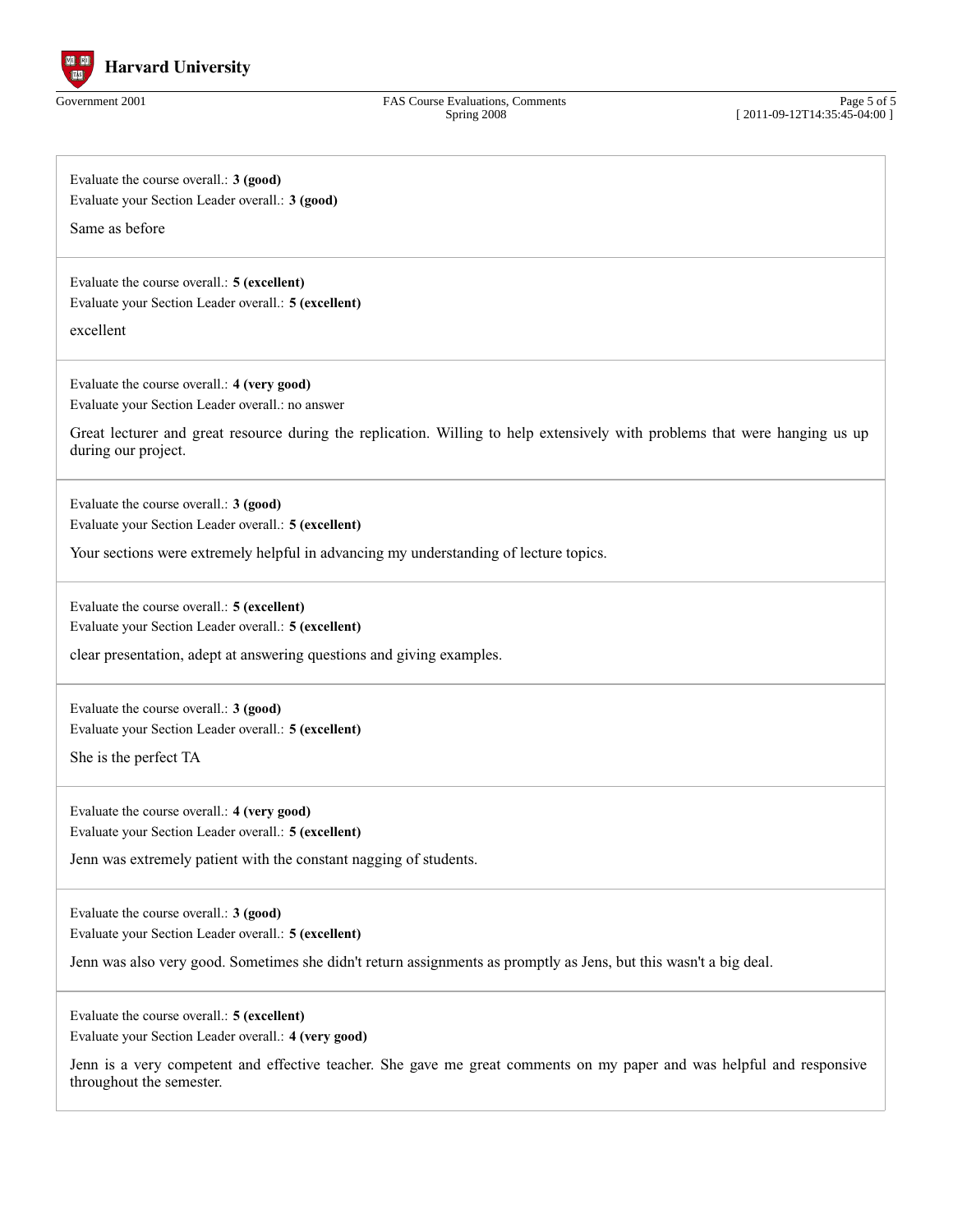Evaluate the course overall.: **3 (good)**
Evaluate your Section Leader overall.: **3 (good)**

Same as before

---

Evaluate the course overall.: **5 (excellent)**
Evaluate your Section Leader overall.: **5 (excellent)**

excellent

---

Evaluate the course overall.: **4 (very good)**
Evaluate your Section Leader overall.: no answer

Great lecturer and great resource during the replication. Willing to help extensively with problems that were hanging us up during our project.

---

Evaluate the course overall.: **3 (good)**
Evaluate your Section Leader overall.: **5 (excellent)**

Your sections were extremely helpful in advancing my understanding of lecture topics.

---

Evaluate the course overall.: **5 (excellent)**
Evaluate your Section Leader overall.: **5 (excellent)**

clear presentation, adept at answering questions and giving examples.

---

Evaluate the course overall.: **3 (good)**
Evaluate your Section Leader overall.: **5 (excellent)**

She is the perfect TA

---

Evaluate the course overall.: **4 (very good)**
Evaluate your Section Leader overall.: **5 (excellent)**

Jenn was extremely patient with the constant nagging of students.

---

Evaluate the course overall.: **3 (good)**
Evaluate your Section Leader overall.: **5 (excellent)**

Jenn was also very good. Sometimes she didn't return assignments as promptly as Jens, but this wasn't a big deal.

---

Evaluate the course overall.: **5 (excellent)**
Evaluate your Section Leader overall.: **4 (very good)**

Jenn is a very competent and effective teacher. She gave me great comments on my paper and was helpful and responsive throughout the semester.